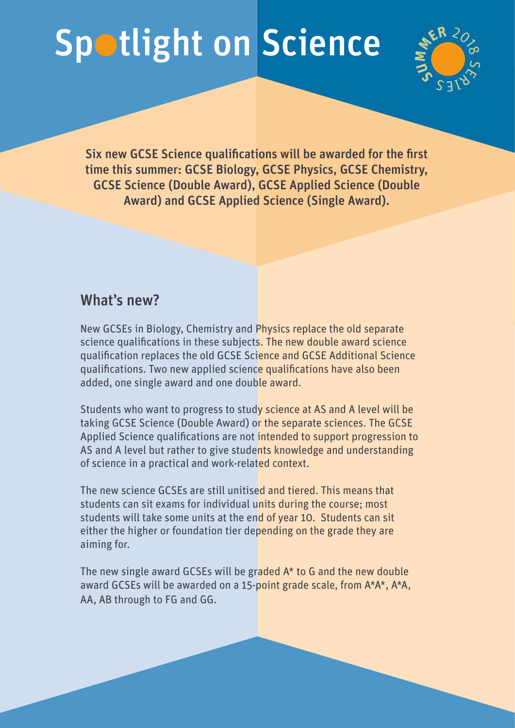# Spotlight on Science

SUMMER 2018 SERIES

**Six new GCSE Science qualifications will be awarded for the first time this summer: GCSE Biology, GCSE Physics, GCSE Chemistry, GCSE Science (Double Award), GCSE Applied Science (Double Award) and GCSE Applied Science (Single Award).**

## What's new?

New GCSEs in Biology, Chemistry and Physics replace the old separate science qualifications in these subjects. The new double award science qualification replaces the old GCSE Science and GCSE Additional Science qualifications. Two new applied science qualifications have also been added, one single award and one double award.

Students who want to progress to study science at AS and A level will be taking GCSE Science (Double Award) or the separate sciences. The GCSE Applied Science qualifications are not intended to support progression to AS and A level but rather to give students knowledge and understanding of science in a practical and work-related context.

The new science GCSEs are still unitised and tiered. This means that students can sit exams for individual units during the course; most students will take some units at the end of year 10. Students can sit either the higher or foundation tier depending on the grade they are aiming for.

The new single award GCSEs will be graded A* to G and the new double award GCSEs will be awarded on a 15-point grade scale, from A*A*, A*A, AA, AB through to FG and GG.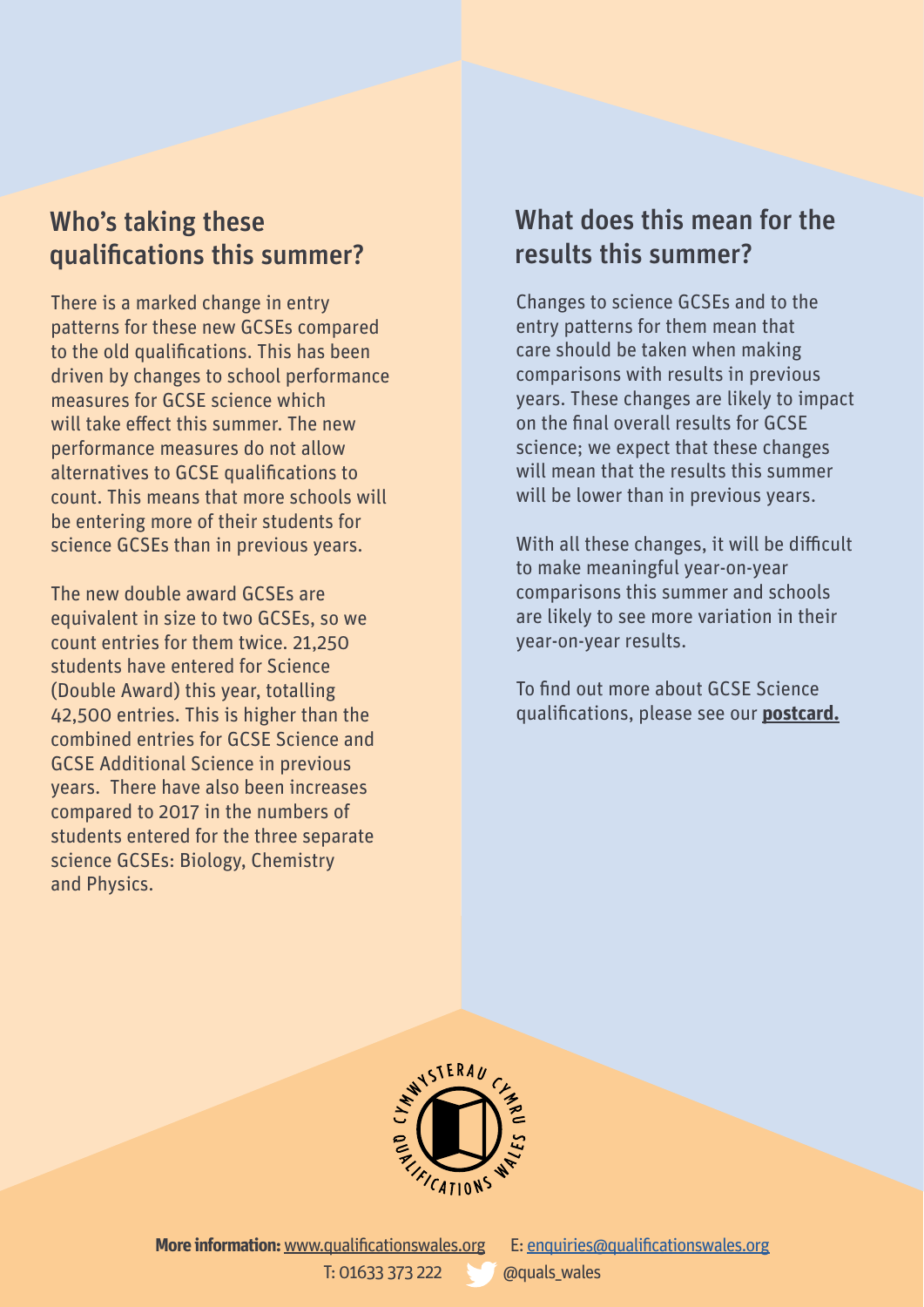## Who's taking these qualifications this summer?

There is a marked change in entry patterns for these new GCSEs compared to the old qualifications. This has been driven by changes to school performance measures for GCSE science which will take effect this summer. The new performance measures do not allow alternatives to GCSE qualifications to count. This means that more schools will be entering more of their students for science GCSEs than in previous years.

The new double award GCSEs are equivalent in size to two GCSEs, so we count entries for them twice. 21,250 students have entered for Science (Double Award) this year, totalling 42,500 entries. This is higher than the combined entries for GCSE Science and GCSE Additional Science in previous years. There have also been increases compared to 2017 in the numbers of students entered for the three separate science GCSEs: Biology, Chemistry and Physics.

## What does this mean for the results this summer?

Changes to science GCSEs and to the entry patterns for them mean that care should be taken when making comparisons with results in previous years. These changes are likely to impact on the final overall results for GCSE science; we expect that these changes will mean that the results this summer will be lower than in previous years.

With all these changes, it will be difficult to make meaningful year-on-year comparisons this summer and schools are likely to see more variation in their year-on-year results.

To find out more about GCSE Science qualifications, please see our **postcard.**

CYMWYSTERAU CYMRU QUALIFICATIONS WALES

**More information:** www.qualificationswales.org E: enquiries@qualificationswales.org
T: 01633 373 222 @quals_wales